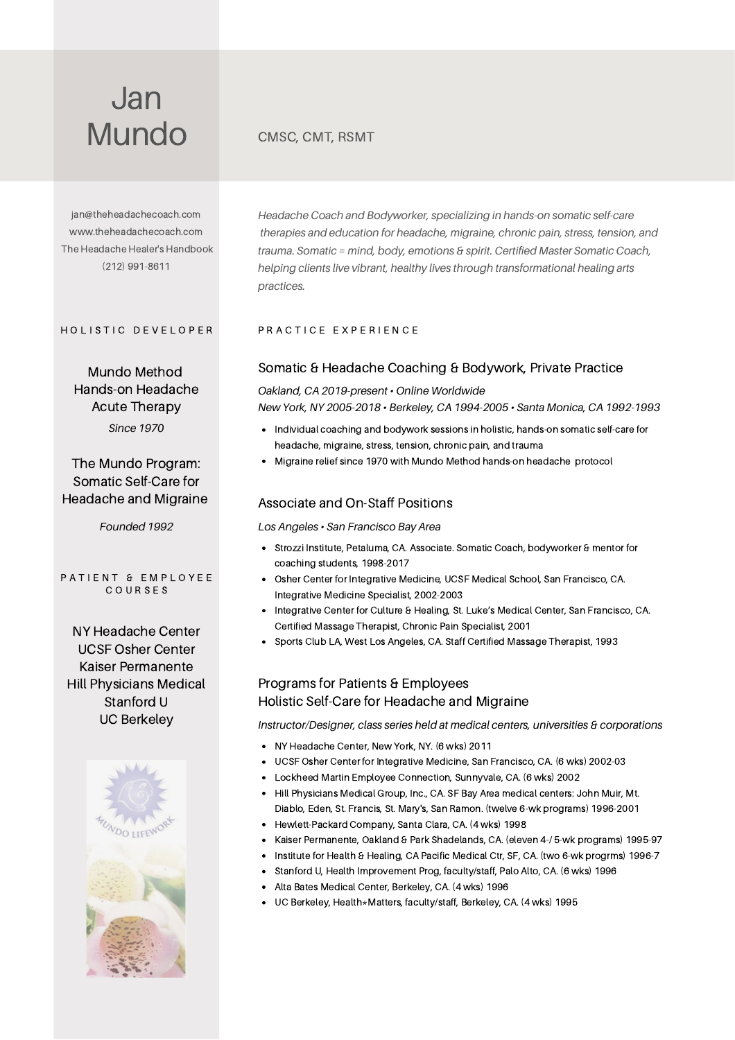# Jan Mundo

CMSC, CMT, RSMT

jan@theheadachecoach.com
www.theheadachecoach.com
The Headache Healer's Handbook
(212) 991-8611

## HOLISTIC DEVELOPER

**Mundo Method Hands-on Headache Acute Therapy**

*Since 1970*

**The Mundo Program: Somatic Self-Care for Headache and Migraine**

*Founded 1992*

## PATIENT & EMPLOYEE COURSES

NY Headache Center
UCSF Osher Center
Kaiser Permanente
Hill Physicians Medical
Stanford U
UC Berkeley

*Headache Coach and Bodyworker, specializing in hands-on somatic self-care therapies and education for headache, migraine, chronic pain, stress, tension, and trauma. Somatic = mind, body, emotions & spirit. Certified Master Somatic Coach, helping clients live vibrant, healthy lives through transformational healing arts practices.*

## PRACTICE EXPERIENCE

### Somatic & Headache Coaching & Bodywork, Private Practice

*Oakland, CA 2019-present • Online Worldwide*
*New York, NY 2005-2018 • Berkeley, CA 1994-2005 • Santa Monica, CA 1992-1993*

- Individual coaching and bodywork sessions in holistic, hands-on somatic self-care for headache, migraine, stress, tension, chronic pain, and trauma
- Migraine relief since 1970 with Mundo Method hands-on headache protocol

### Associate and On-Staff Positions

*Los Angeles • San Francisco Bay Area*

- Strozzi Institute, Petaluma, CA. Associate. Somatic Coach, bodyworker & mentor for coaching students, 1998-2017
- Osher Center for Integrative Medicine, UCSF Medical School, San Francisco, CA. Integrative Medicine Specialist, 2002-2003
- Integrative Center for Culture & Healing, St. Luke's Medical Center, San Francisco, CA. Certified Massage Therapist, Chronic Pain Specialist, 2001
- Sports Club LA, West Los Angeles, CA. Staff Certified Massage Therapist, 1993

### Programs for Patients & Employees
### Holistic Self-Care for Headache and Migraine

*Instructor/Designer, class series held at medical centers, universities & corporations*

- NY Headache Center, New York, NY. (6 wks) 2011
- UCSF Osher Center for Integrative Medicine, San Francisco, CA. (6 wks) 2002-03
- Lockheed Martin Employee Connection, Sunnyvale, CA. (6 wks) 2002
- Hill Physicians Medical Group, Inc., CA. SF Bay Area medical centers: John Muir, Mt. Diablo, Eden, St. Francis, St. Mary's, San Ramon. (twelve 6-wk programs) 1996-2001
- Hewlett-Packard Company, Santa Clara, CA. (4 wks) 1998
- Kaiser Permanente, Oakland & Park Shadelands, CA. (eleven 4-/ 5-wk programs) 1995-97
- Institute for Health & Healing, CA Pacific Medical Ctr, SF, CA. (two 6-wk progrms) 1996-7
- Stanford U, Health Improvement Prog, faculty/staff, Palo Alto, CA. (6 wks) 1996
- Alta Bates Medical Center, Berkeley, CA. (4 wks) 1996
- UC Berkeley, Health*Matters, faculty/staff, Berkeley, CA. (4 wks) 1995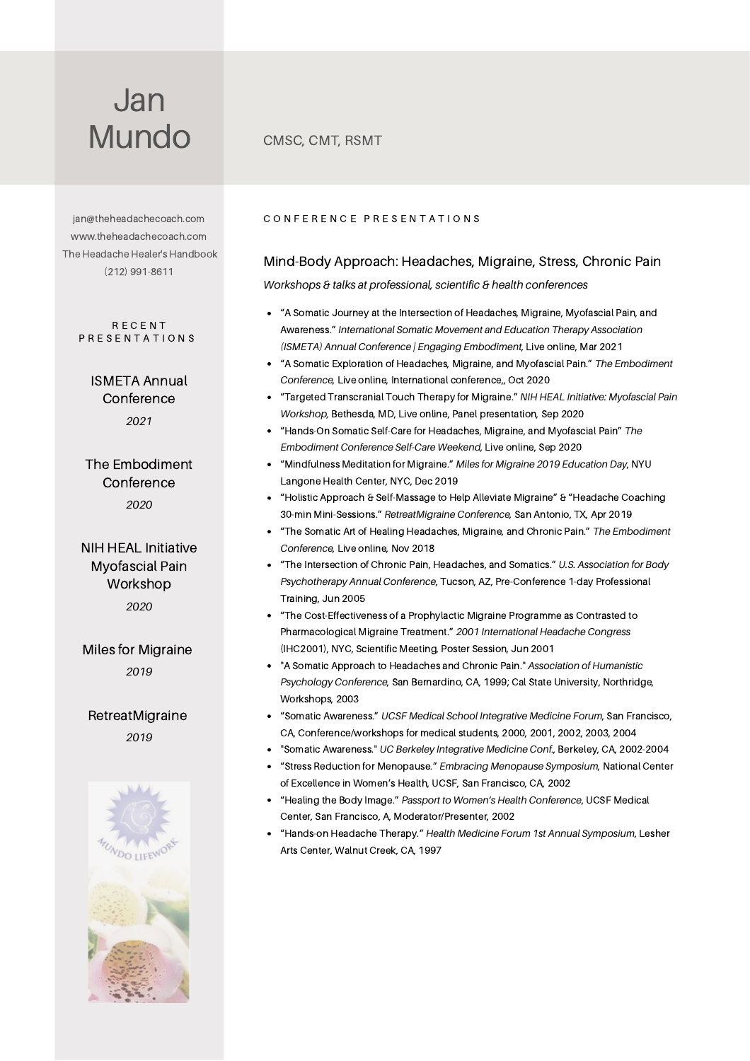# Jan Mundo

CMSC, CMT, RSMT

jan@theheadachecoach.com
www.theheadachecoach.com
The Headache Healer's Handbook
(212) 991-8611

## RECENT PRESENTATIONS

ISMETA Annual Conference
*2021*

The Embodiment Conference
*2020*

NIH HEAL Initiative Myofascial Pain Workshop
*2020*

Miles for Migraine
*2019*

RetreatMigraine
*2019*

## CONFERENCE PRESENTATIONS

### Mind-Body Approach: Headaches, Migraine, Stress, Chronic Pain

*Workshops & talks at professional, scientific & health conferences*

- "A Somatic Journey at the Intersection of Headaches, Migraine, Myofascial Pain, and Awareness." *International Somatic Movement and Education Therapy Association (ISMETA) Annual Conference | Engaging Embodiment*, Live online, Mar 2021
- "A Somatic Exploration of Headaches, Migraine, and Myofascial Pain." *The Embodiment Conference*, Live online, International conference,, Oct 2020
- "Targeted Transcranial Touch Therapy for Migraine." *NIH HEAL Initiative: Myofascial Pain Workshop*, Bethesda, MD, Live online, Panel presentation, Sep 2020
- "Hands-On Somatic Self-Care for Headaches, Migraine, and Myofascial Pain" *The Embodiment Conference Self-Care Weekend*, Live online, Sep 2020
- "Mindfulness Meditation for Migraine." *Miles for Migraine 2019 Education Day*, NYU Langone Health Center, NYC, Dec 2019
- "Holistic Approach & Self-Massage to Help Alleviate Migraine" & "Headache Coaching 30-min Mini-Sessions." *RetreatMigraine Conference*, San Antonio, TX, Apr 2019
- "The Somatic Art of Healing Headaches, Migraine, and Chronic Pain." *The Embodiment Conference*, Live online, Nov 2018
- "The Intersection of Chronic Pain, Headaches, and Somatics." *U.S. Association for Body Psychotherapy Annual Conference*, Tucson, AZ, Pre-Conference 1-day Professional Training, Jun 2005
- "The Cost-Effectiveness of a Prophylactic Migraine Programme as Contrasted to Pharmacological Migraine Treatment." *2001 International Headache Congress* (IHC2001), NYC, Scientific Meeting, Poster Session, Jun 2001
- "A Somatic Approach to Headaches and Chronic Pain." *Association of Humanistic Psychology Conference*, San Bernardino, CA, 1999; Cal State University, Northridge, Workshops, 2003
- "Somatic Awareness." *UCSF Medical School Integrative Medicine Forum*, San Francisco, CA, Conference/workshops for medical students, 2000, 2001, 2002, 2003, 2004
- "Somatic Awareness." *UC Berkeley Integrative Medicine Conf.*, Berkeley, CA, 2002-2004
- "Stress Reduction for Menopause." *Embracing Menopause Symposium*, National Center of Excellence in Women's Health, UCSF, San Francisco, CA, 2002
- "Healing the Body Image." *Passport to Women's Health Conference*, UCSF Medical Center, San Francisco, A, Moderator/Presenter, 2002
- "Hands-on Headache Therapy." *Health Medicine Forum 1st Annual Symposium*, Lesher Arts Center, Walnut Creek, CA, 1997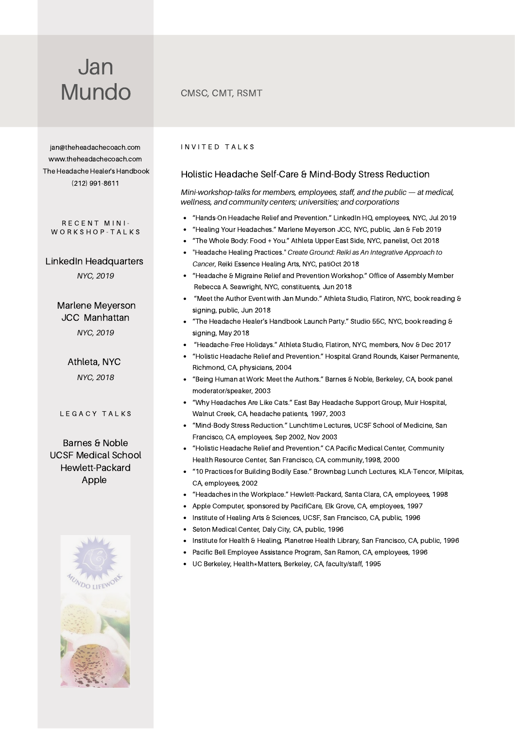# Jan Mundo

CMSC, CMT, RSMT

jan@theheadachecoach.com
www.theheadachecoach.com
The Headache Healer's Handbook
(212) 991-8611

## RECENT MINI-WORKSHOP-TALKS

LinkedIn Headquarters
*NYC, 2019*

Marlene Meyerson JCC Manhattan
*NYC, 2019*

Athleta, NYC
*NYC, 2018*

## LEGACY TALKS

Barnes & Noble
UCSF Medical School
Hewlett-Packard
Apple

MUNDO LIFEWORK

## INVITED TALKS

### Holistic Headache Self-Care & Mind-Body Stress Reduction

*Mini-workshop-talks for members, employees, staff, and the public — at medical, wellness, and community centers; universities; and corporations*

- "Hands-On Headache Relief and Prevention." LinkedIn HQ, employees, NYC, Jul 2019
- "Healing Your Headaches." Marlene Meyerson JCC, NYC, public, Jan & Feb 2019
- "The Whole Body: Food + You." Athleta Upper East Side, NYC, panelist, Oct 2018
- "Headache Healing Practices." *Create Ground: Reiki as An Integrative Approach to Cancer*, Reiki Essence Healing Arts, NYC, patiOct 2018
- "Headache & Migraine Relief and Prevention Workshop." Office of Assembly Member Rebecca A. Seawright, NYC, constituents, Jun 2018
- "Meet the Author Event with Jan Mundo." Athleta Studio, Flatiron, NYC, book reading & signing, public, Jun 2018
- "The Headache Healer's Handbook Launch Party." Studio 55C, NYC, book reading & signing, May 2018
- "Headache-Free Holidays." Athleta Studio, Flatiron, NYC, members, Nov & Dec 2017
- "Holistic Headache Relief and Prevention." Hospital Grand Rounds, Kaiser Permanente, Richmond, CA, physicians, 2004
- "Being Human at Work: Meet the Authors." Barnes & Noble, Berkeley, CA, book panel moderator/speaker, 2003
- "Why Headaches Are Like Cats." East Bay Headache Support Group, Muir Hospital, Walnut Creek, CA, headache patients, 1997, 2003
- "Mind-Body Stress Reduction." Lunchtime Lectures, UCSF School of Medicine, San Francisco, CA, employees, Sep 2002, Nov 2003
- "Holistic Headache Relief and Prevention." CA Pacific Medical Center, Community Health Resource Center, San Francisco, CA, community,1998, 2000
- "10 Practices for Building Bodily Ease." Brownbag Lunch Lectures, KLA-Tencor, Milpitas, CA, employees, 2002
- "Headaches in the Workplace." Hewlett-Packard, Santa Clara, CA, employees, 1998
- Apple Computer, sponsored by PacifiCare, Elk Grove, CA, employees, 1997
- Institute of Healing Arts & Sciences, UCSF, San Francisco, CA, public, 1996
- Seton Medical Center, Daly City, CA, public, 1996
- Institute for Health & Healing, Planetree Health Library, San Francisco, CA, public, 1996
- Pacific Bell Employee Assistance Program, San Ramon, CA, employees, 1996
- UC Berkeley, Health*Matters, Berkeley, CA, faculty/staff, 1995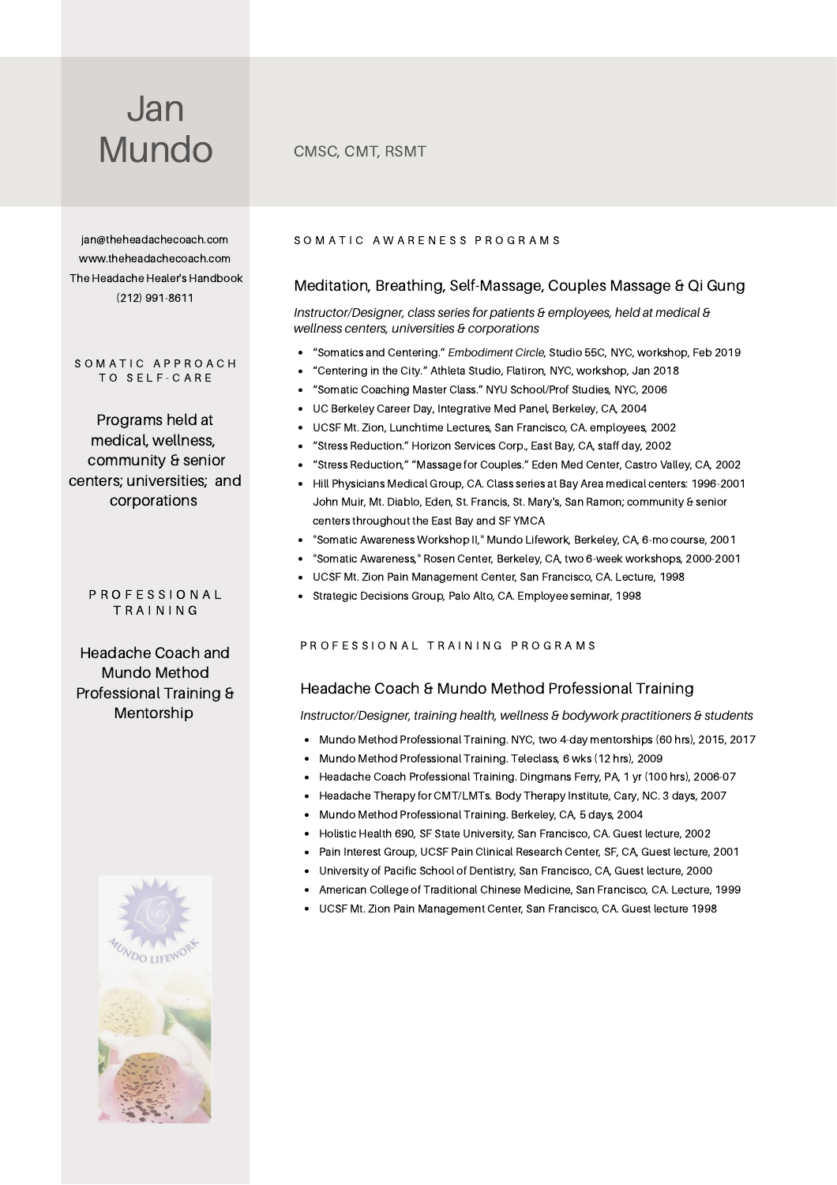# Jan Mundo

CMSC, CMT, RSMT

jan@theheadachecoach.com
www.theheadachecoach.com
The Headache Healer's Handbook
(212) 991-8611

SOMATIC APPROACH TO SELF-CARE

Programs held at medical, wellness, community & senior centers; universities; and corporations

PROFESSIONAL TRAINING

Headache Coach and Mundo Method Professional Training & Mentorship

## SOMATIC AWARENESS PROGRAMS

### Meditation, Breathing, Self-Massage, Couples Massage & Qi Gung

*Instructor/Designer, class series for patients & employees, held at medical & wellness centers, universities & corporations*

- "Somatics and Centering." *Embodiment Circle*, Studio 55C, NYC, workshop, Feb 2019
- "Centering in the City." Athleta Studio, Flatiron, NYC, workshop, Jan 2018
- "Somatic Coaching Master Class." NYU School/Prof Studies, NYC, 2006
- UC Berkeley Career Day, Integrative Med Panel, Berkeley, CA, 2004
- UCSF Mt. Zion, Lunchtime Lectures, San Francisco, CA. employees, 2002
- "Stress Reduction." Horizon Services Corp., East Bay, CA, staff day, 2002
- "Stress Reduction," "Massage for Couples." Eden Med Center, Castro Valley, CA, 2002
- Hill Physicians Medical Group, CA. Class series at Bay Area medical centers: 1996-2001 John Muir, Mt. Diablo, Eden, St. Francis, St. Mary's, San Ramon; community & senior centers throughout the East Bay and SF YMCA
- "Somatic Awareness Workshop II," Mundo Lifework, Berkeley, CA, 6-mo course, 2001
- "Somatic Awareness," Rosen Center, Berkeley, CA, two 6-week workshops, 2000-2001
- UCSF Mt. Zion Pain Management Center, San Francisco, CA. Lecture, 1998
- Strategic Decisions Group, Palo Alto, CA. Employee seminar, 1998

## PROFESSIONAL TRAINING PROGRAMS

### Headache Coach & Mundo Method Professional Training

*Instructor/Designer, training health, wellness & bodywork practitioners & students*

- Mundo Method Professional Training. NYC, two 4-day mentorships (60 hrs), 2015, 2017
- Mundo Method Professional Training. Teleclass, 6 wks (12 hrs), 2009
- Headache Coach Professional Training. Dingmans Ferry, PA, 1 yr (100 hrs), 2006-07
- Headache Therapy for CMT/LMTs. Body Therapy Institute, Cary, NC. 3 days, 2007
- Mundo Method Professional Training. Berkeley, CA, 5 days, 2004
- Holistic Health 690, SF State University, San Francisco, CA. Guest lecture, 2002
- Pain Interest Group, UCSF Pain Clinical Research Center, SF, CA, Guest lecture, 2001
- University of Pacific School of Dentistry, San Francisco, CA, Guest lecture, 2000
- American College of Traditional Chinese Medicine, San Francisco, CA. Lecture, 1999
- UCSF Mt. Zion Pain Management Center, San Francisco, CA. Guest lecture 1998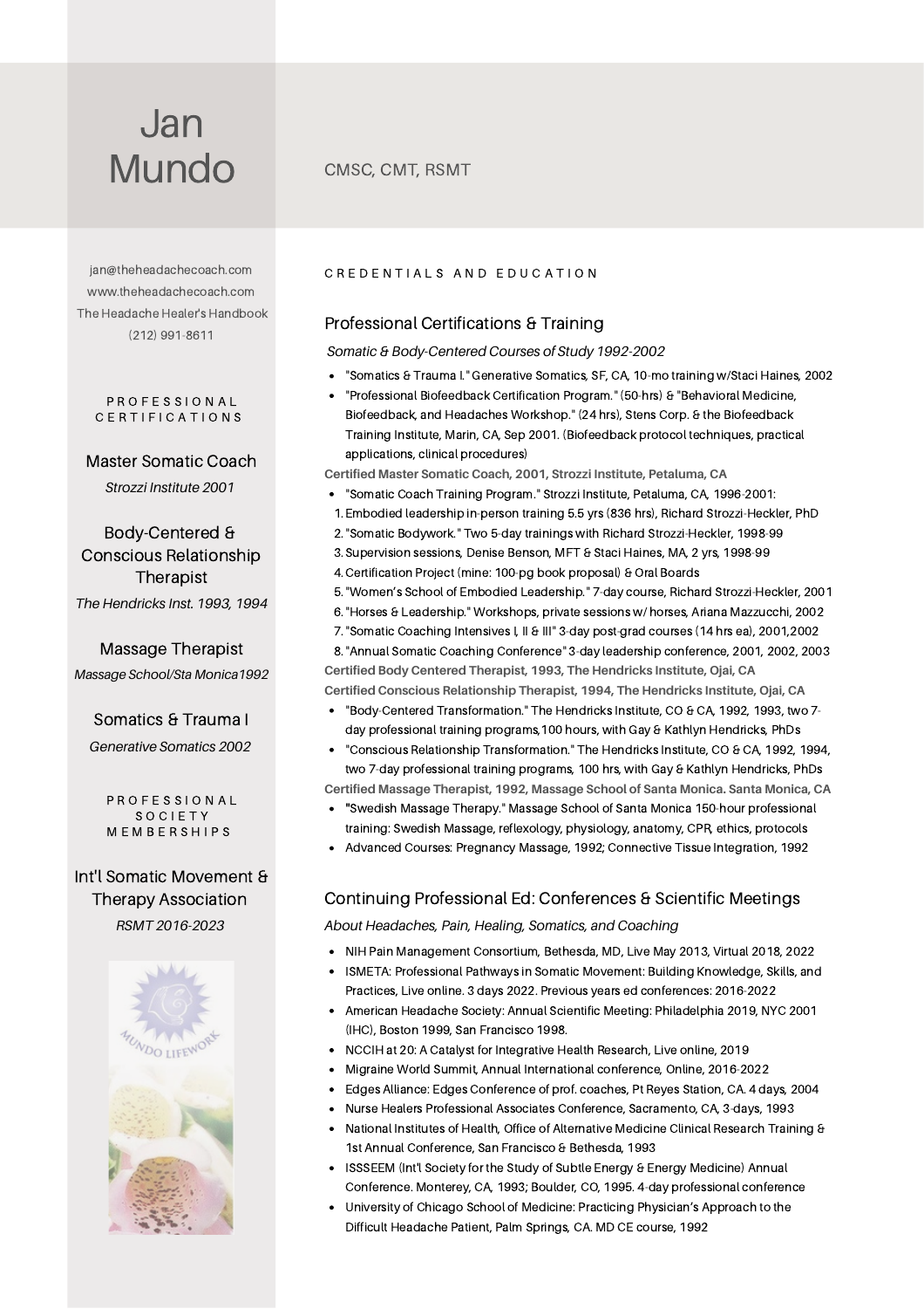# Jan Mundo

CMSC, CMT, RSMT

jan@theheadachecoach.com
www.theheadachecoach.com
The Headache Healer's Handbook
(212) 991-8611

## PROFESSIONAL CERTIFICATIONS

**Master Somatic Coach**
*Strozzi Institute 2001*

**Body-Centered & Conscious Relationship Therapist**
*The Hendricks Inst. 1993, 1994*

**Massage Therapist**
*Massage School/Sta Monica1992*

**Somatics & Trauma I**
*Generative Somatics 2002*

## PROFESSIONAL SOCIETY MEMBERSHIPS

**Int'l Somatic Movement & Therapy Association**
*RSMT 2016-2023*

## CREDENTIALS AND EDUCATION

### Professional Certifications & Training

*Somatic & Body-Centered Courses of Study 1992-2002*

- "Somatics & Trauma I." Generative Somatics, SF, CA, 10-mo training w/Staci Haines, 2002
- "Professional Biofeedback Certification Program." (50-hrs) & "Behavioral Medicine, Biofeedback, and Headaches Workshop." (24 hrs), Stens Corp. & the Biofeedback Training Institute, Marin, CA, Sep 2001. (Biofeedback protocol techniques, practical applications, clinical procedures)

**Certified Master Somatic Coach, 2001, Strozzi Institute, Petaluma, CA**

- "Somatic Coach Training Program." Strozzi Institute, Petaluma, CA, 1996-2001:

1. Embodied leadership in-person training 5.5 yrs (836 hrs), Richard Strozzi-Heckler, PhD
2. "Somatic Bodywork." Two 5-day trainings with Richard Strozzi-Heckler, 1998-99
3. Supervision sessions, Denise Benson, MFT & Staci Haines, MA, 2 yrs, 1998-99
4. Certification Project (mine: 100-pg book proposal) & Oral Boards
5. "Women's School of Embodied Leadership." 7-day course, Richard Strozzi-Heckler, 2001
6. "Horses & Leadership." Workshops, private sessions w/ horses, Ariana Mazzucchi, 2002
7. "Somatic Coaching Intensives I, II & III" 3-day post-grad courses (14 hrs ea), 2001,2002
8. "Annual Somatic Coaching Conference" 3-day leadership conference, 2001, 2002, 2003

**Certified Body Centered Therapist, 1993, The Hendricks Institute, Ojai, CA**
**Certified Conscious Relationship Therapist, 1994, The Hendricks Institute, Ojai, CA**

- "Body-Centered Transformation." The Hendricks Institute, CO & CA, 1992, 1993, two 7-day professional training programs,100 hours, with Gay & Kathlyn Hendricks, PhDs
- "Conscious Relationship Transformation." The Hendricks Institute, CO & CA, 1992, 1994, two 7-day professional training programs, 100 hrs, with Gay & Kathlyn Hendricks, PhDs

**Certified Massage Therapist, 1992, Massage School of Santa Monica. Santa Monica, CA**

- "Swedish Massage Therapy." Massage School of Santa Monica 150-hour professional training: Swedish Massage, reflexology, physiology, anatomy, CPR, ethics, protocols
- Advanced Courses: Pregnancy Massage, 1992; Connective Tissue Integration, 1992

### Continuing Professional Ed: Conferences & Scientific Meetings

*About Headaches, Pain, Healing, Somatics, and Coaching*

- NIH Pain Management Consortium, Bethesda, MD, Live May 2013, Virtual 2018, 2022
- ISMETA: Professional Pathways in Somatic Movement: Building Knowledge, Skills, and Practices, Live online. 3 days 2022. Previous years ed conferences: 2016-2022
- American Headache Society: Annual Scientific Meeting: Philadelphia 2019, NYC 2001 (IHC), Boston 1999, San Francisco 1998.
- NCCIH at 20: A Catalyst for Integrative Health Research, Live online, 2019
- Migraine World Summit, Annual International conference, Online, 2016-2022
- Edges Alliance: Edges Conference of prof. coaches, Pt Reyes Station, CA. 4 days, 2004
- Nurse Healers Professional Associates Conference, Sacramento, CA, 3-days, 1993
- National Institutes of Health, Office of Alternative Medicine Clinical Research Training & 1st Annual Conference, San Francisco & Bethesda, 1993
- ISSSEEM (Int'l Society for the Study of Subtle Energy & Energy Medicine) Annual Conference. Monterey, CA, 1993; Boulder, CO, 1995. 4-day professional conference
- University of Chicago School of Medicine: Practicing Physician's Approach to the Difficult Headache Patient, Palm Springs, CA. MD CE course, 1992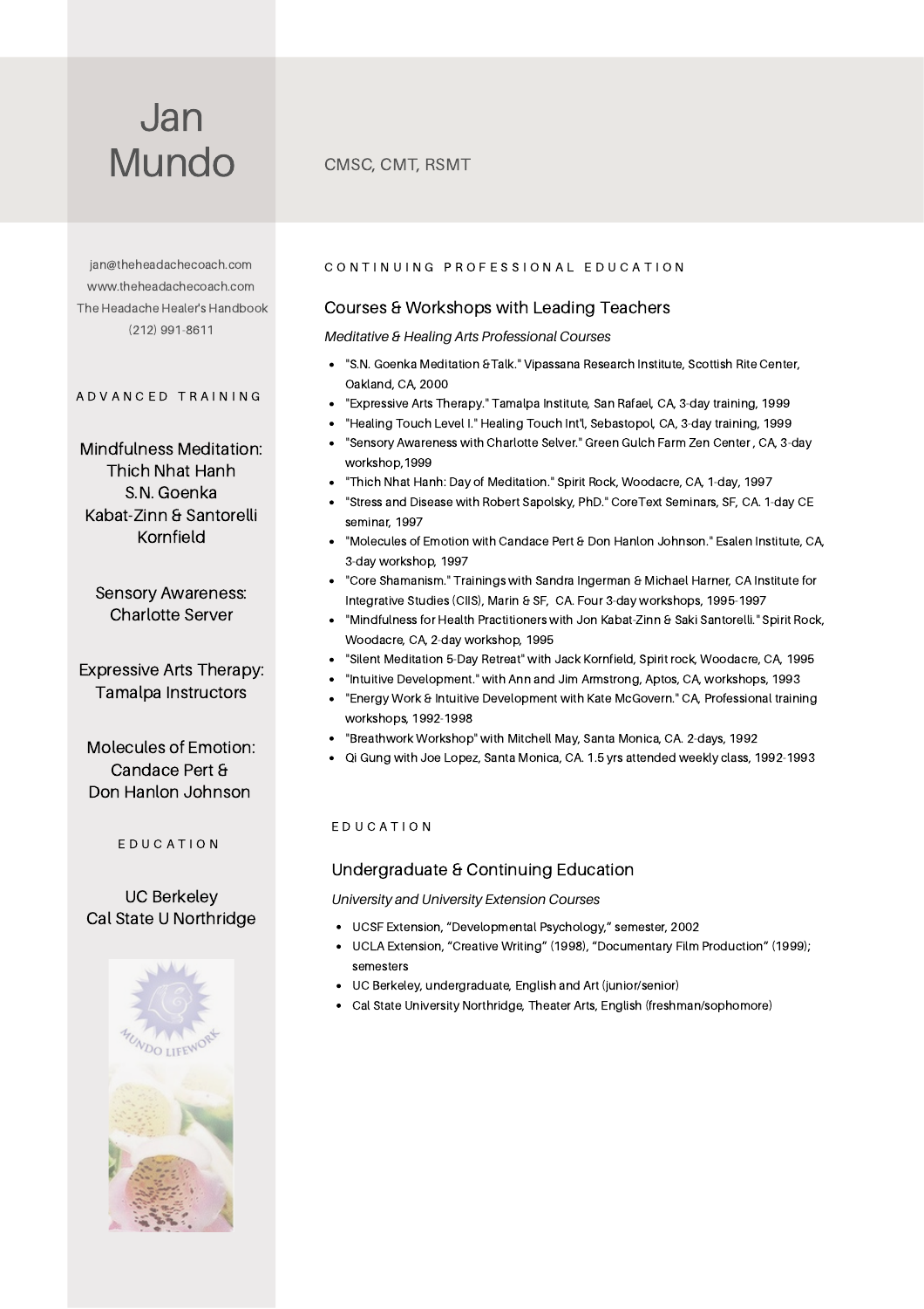# Jan Mundo

CMSC, CMT, RSMT

jan@theheadachecoach.com
www.theheadachecoach.com
The Headache Healer's Handbook
(212) 991-8611

## ADVANCED TRAINING

Mindfulness Meditation:
Thich Nhat Hanh
S.N. Goenka
Kabat-Zinn & Santorelli
Kornfield

Sensory Awareness:
Charlotte Server

Expressive Arts Therapy:
Tamalpa Instructors

Molecules of Emotion:
Candace Pert &
Don Hanlon Johnson

## EDUCATION

UC Berkeley
Cal State U Northridge

## CONTINUING PROFESSIONAL EDUCATION

### Courses & Workshops with Leading Teachers

*Meditative & Healing Arts Professional Courses*

- "S.N. Goenka Meditation &Talk." Vipassana Research Institute, Scottish Rite Center, Oakland, CA, 2000
- "Expressive Arts Therapy." Tamalpa Institute, San Rafael, CA, 3-day training, 1999
- "Healing Touch Level I." Healing Touch Int'l, Sebastopol, CA, 3-day training, 1999
- "Sensory Awareness with Charlotte Selver." Green Gulch Farm Zen Center , CA, 3-day workshop,1999
- "Thich Nhat Hanh: Day of Meditation." Spirit Rock, Woodacre, CA, 1-day, 1997
- "Stress and Disease with Robert Sapolsky, PhD." CoreText Seminars, SF, CA. 1-day CE seminar, 1997
- "Molecules of Emotion with Candace Pert & Don Hanlon Johnson." Esalen Institute, CA, 3-day workshop, 1997
- "Core Shamanism." Trainings with Sandra Ingerman & Michael Harner, CA Institute for Integrative Studies (CIIS), Marin & SF, CA. Four 3-day workshops, 1995-1997
- "Mindfulness for Health Practitioners with Jon Kabat-Zinn & Saki Santorelli." Spirit Rock, Woodacre, CA, 2-day workshop, 1995
- "Silent Meditation 5-Day Retreat" with Jack Kornfield, Spirit rock, Woodacre, CA, 1995
- "Intuitive Development." with Ann and Jim Armstrong, Aptos, CA, workshops, 1993
- "Energy Work & Intuitive Development with Kate McGovern." CA, Professional training workshops, 1992-1998
- "Breathwork Workshop" with Mitchell May, Santa Monica, CA. 2-days, 1992
- Qi Gung with Joe Lopez, Santa Monica, CA. 1.5 yrs attended weekly class, 1992-1993

## EDUCATION

### Undergraduate & Continuing Education

*University and University Extension Courses*

- UCSF Extension, "Developmental Psychology," semester, 2002
- UCLA Extension, "Creative Writing" (1998), "Documentary Film Production" (1999); semesters
- UC Berkeley, undergraduate, English and Art (junior/senior)
- Cal State University Northridge, Theater Arts, English (freshman/sophomore)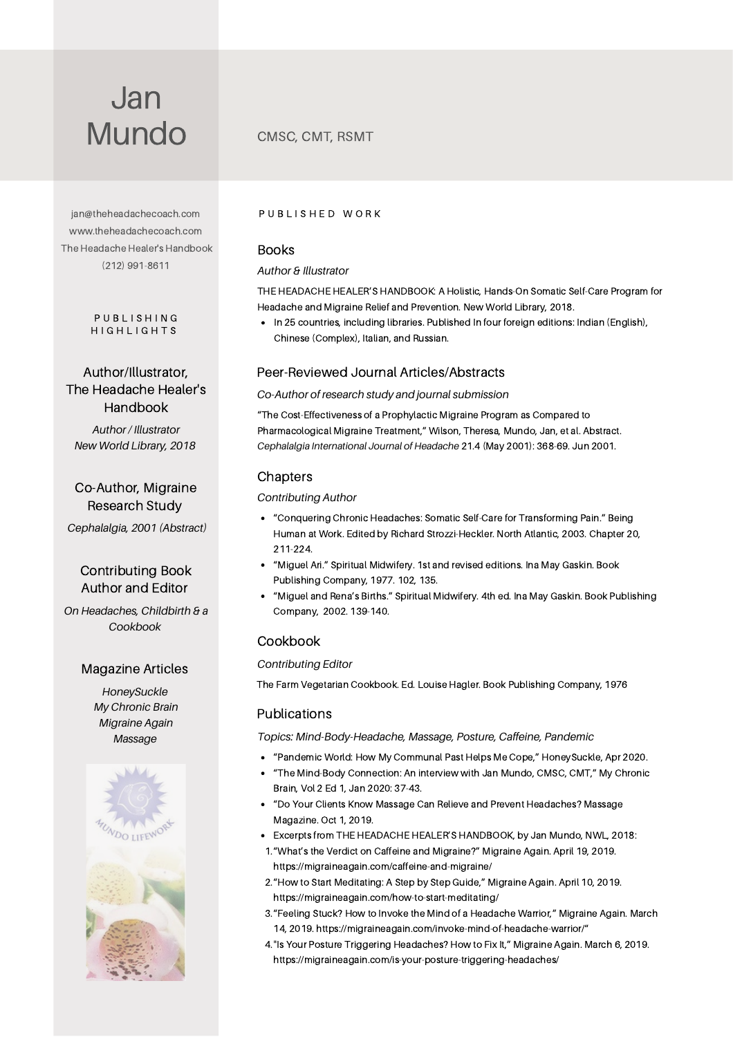# Jan Mundo

CMSC, CMT, RSMT

jan@theheadachecoach.com
www.theheadachecoach.com
The Headache Healer's Handbook
(212) 991-8611

## PUBLISHING HIGHLIGHTS

### Author/Illustrator, The Headache Healer's Handbook

*Author / Illustrator*
*New World Library, 2018*

### Co-Author, Migraine Research Study

*Cephalalgia, 2001 (Abstract)*

### Contributing Book Author and Editor

*On Headaches, Childbirth & a Cookbook*

### Magazine Articles

*HoneySuckle*
*My Chronic Brain*
*Migraine Again*
*Massage*

## PUBLISHED WORK

### Books

*Author & Illustrator*

THE HEADACHE HEALER'S HANDBOOK: A Holistic, Hands-On Somatic Self-Care Program for Headache and Migraine Relief and Prevention. New World Library, 2018.

- In 25 countries, including libraries. Published In four foreign editions: Indian (English), Chinese (Complex), Italian, and Russian.

### Peer-Reviewed Journal Articles/Abstracts

*Co-Author of research study and journal submission*

"The Cost-Effectiveness of a Prophylactic Migraine Program as Compared to Pharmacological Migraine Treatment," Wilson, Theresa, Mundo, Jan, et al. Abstract. *Cephalalgia International Journal of Headache* 21.4 (May 2001): 368-69. Jun 2001.

### Chapters

*Contributing Author*

- "Conquering Chronic Headaches: Somatic Self-Care for Transforming Pain." Being Human at Work. Edited by Richard Strozzi-Heckler. North Atlantic, 2003. Chapter 20, 211-224.
- "Miguel Ari." Spiritual Midwifery. 1st and revised editions. Ina May Gaskin. Book Publishing Company, 1977. 102, 135.
- "Miguel and Rena's Births." Spiritual Midwifery. 4th ed. Ina May Gaskin. Book Publishing Company, 2002. 139-140.

### Cookbook

*Contributing Editor*

The Farm Vegetarian Cookbook. Ed. Louise Hagler. Book Publishing Company, 1976

### Publications

*Topics: Mind-Body-Headache, Massage, Posture, Caffeine, Pandemic*

- "Pandemic World: How My Communal Past Helps Me Cope," HoneySuckle, Apr 2020.
- "The Mind-Body Connection: An interview with Jan Mundo, CMSC, CMT," My Chronic Brain, Vol 2 Ed 1, Jan 2020: 37-43.
- "Do Your Clients Know Massage Can Relieve and Prevent Headaches? Massage Magazine. Oct 1, 2019.
- Excerpts from THE HEADACHE HEALER'S HANDBOOK, by Jan Mundo, NWL, 2018:

1. "What's the Verdict on Caffeine and Migraine?" Migraine Again. April 19, 2019. https://migraineagain.com/caffeine-and-migraine/
2. "How to Start Meditating: A Step by Step Guide," Migraine Again. April 10, 2019. https://migraineagain.com/how-to-start-meditating/
3. "Feeling Stuck? How to Invoke the Mind of a Headache Warrior," Migraine Again. March 14, 2019. https://migraineagain.com/invoke-mind-of-headache-warrior/"
4. "Is Your Posture Triggering Headaches? How to Fix It," Migraine Again. March 6, 2019. https://migraineagain.com/is-your-posture-triggering-headaches/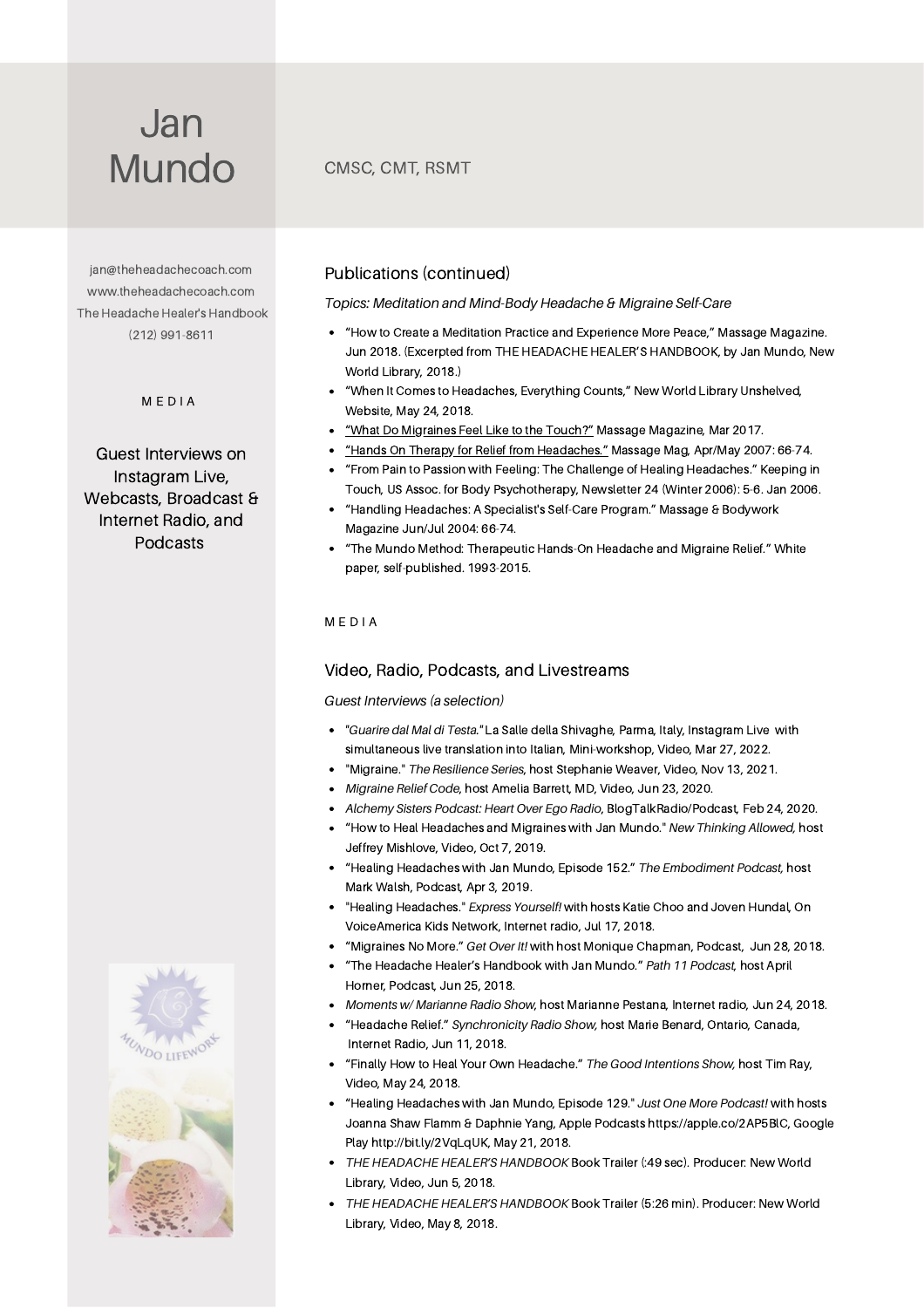# Jan Mundo

CMSC, CMT, RSMT

jan@theheadachecoach.com
www.theheadachecoach.com
The Headache Healer's Handbook
(212) 991-8611

M E D I A

Guest Interviews on Instagram Live, Webcasts, Broadcast & Internet Radio, and Podcasts

## Publications (continued)

*Topics: Meditation and Mind-Body Headache & Migraine Self-Care*

- "How to Create a Meditation Practice and Experience More Peace," Massage Magazine. Jun 2018. (Excerpted from THE HEADACHE HEALER'S HANDBOOK, by Jan Mundo, New World Library, 2018.)
- "When It Comes to Headaches, Everything Counts," New World Library Unshelved, Website, May 24, 2018.
- "What Do Migraines Feel Like to the Touch?" Massage Magazine, Mar 2017.
- "Hands On Therapy for Relief from Headaches." Massage Mag, Apr/May 2007: 66-74.
- "From Pain to Passion with Feeling: The Challenge of Healing Headaches." Keeping in Touch, US Assoc. for Body Psychotherapy, Newsletter 24 (Winter 2006): 5-6. Jan 2006.
- "Handling Headaches: A Specialist's Self-Care Program." Massage & Bodywork Magazine Jun/Jul 2004: 66-74.
- "The Mundo Method: Therapeutic Hands-On Headache and Migraine Relief." White paper, self-published. 1993-2015.

M E D I A

## Video, Radio, Podcasts, and Livestreams

*Guest Interviews (a selection)*

- "*Guarire dal Mal di Testa.*" La Salle della Shivaghe, Parma, Italy, Instagram Live with simultaneous live translation into Italian, Mini-workshop, Video, Mar 27, 2022.
- "Migraine." *The Resilience Series*, host Stephanie Weaver, Video, Nov 13, 2021.
- *Migraine Relief Code*, host Amelia Barrett, MD, Video, Jun 23, 2020.
- *Alchemy Sisters Podcast: Heart Over Ego Radio*, BlogTalkRadio/Podcast, Feb 24, 2020.
- "How to Heal Headaches and Migraines with Jan Mundo." *New Thinking Allowed*, host Jeffrey Mishlove, Video, Oct 7, 2019.
- "Healing Headaches with Jan Mundo, Episode 152." *The Embodiment Podcast*, host Mark Walsh, Podcast, Apr 3, 2019.
- "Healing Headaches." *Express Yourself!* with hosts Katie Choo and Joven Hundal, On VoiceAmerica Kids Network, Internet radio, Jul 17, 2018.
- "Migraines No More." *Get Over It!* with host Monique Chapman, Podcast, Jun 28, 2018.
- "The Headache Healer's Handbook with Jan Mundo." *Path 11 Podcast*, host April Horner, Podcast, Jun 25, 2018.
- *Moments w/ Marianne Radio Show*, host Marianne Pestana, Internet radio, Jun 24, 2018.
- "Headache Relief." *Synchronicity Radio Show*, host Marie Benard, Ontario, Canada, Internet Radio, Jun 11, 2018.
- "Finally How to Heal Your Own Headache." *The Good Intentions Show*, host Tim Ray, Video, May 24, 2018.
- "Healing Headaches with Jan Mundo, Episode 129." *Just One More Podcast!* with hosts Joanna Shaw Flamm & Daphnie Yang, Apple Podcasts https://apple.co/2AP5BlC, Google Play http://bit.ly/2VqLqUK, May 21, 2018.
- *THE HEADACHE HEALER'S HANDBOOK* Book Trailer (:49 sec). Producer: New World Library, Video, Jun 5, 2018.
- *THE HEADACHE HEALER'S HANDBOOK* Book Trailer (5:26 min). Producer: New World Library, Video, May 8, 2018.